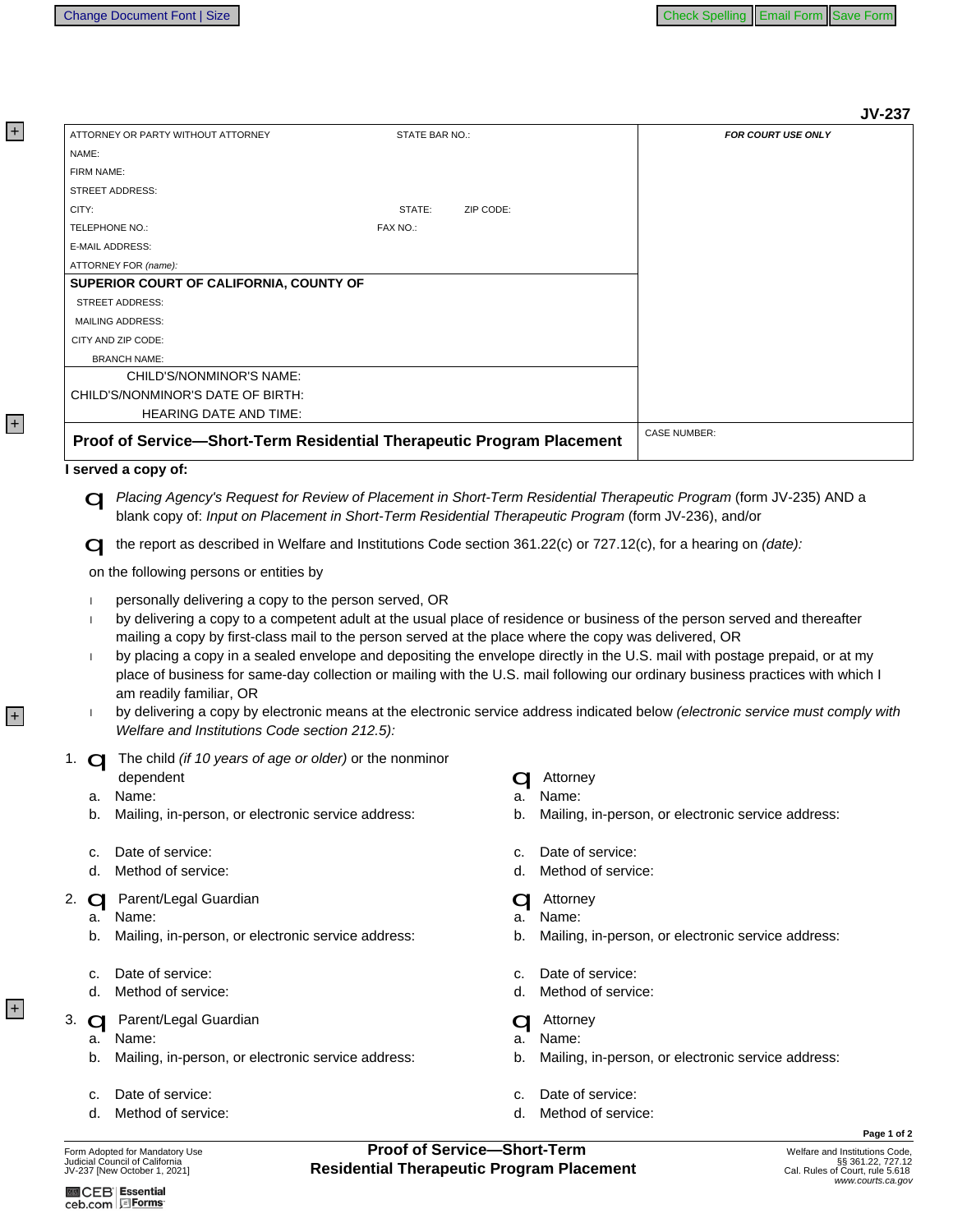JV-237

| ATTORNEY OR PARTY WITHOUT ATTORNEY | STATE BAR NO.: | FOR COURT USE ONLY |
|---|---|---|
| NAME: | | |
| FIRM NAME: | | |
| STREET ADDRESS: | | |
| CITY: | STATE: ZIP CODE: | |
| TELEPHONE NO.: | FAX NO.: | |
| E-MAIL ADDRESS: | | |
| ATTORNEY FOR *(name):* | | |
| **SUPERIOR COURT OF CALIFORNIA, COUNTY OF** | | |
| STREET ADDRESS: | | |
| MAILING ADDRESS: | | |
| CITY AND ZIP CODE: | | |
| BRANCH NAME: | | |
| CHILD'S/NONMINOR'S NAME: | | |
| CHILD'S/NONMINOR'S DATE OF BIRTH: | | |
| HEARING DATE AND TIME: | | |
| **Proof of Service—Short-Term Residential Therapeutic Program Placement** | | CASE NUMBER: |

**I served a copy of:**

- ☐ *Placing Agency's Request for Review of Placement in Short-Term Residential Therapeutic Program* (form JV-235) AND a blank copy of: *Input on Placement in Short-Term Residential Therapeutic Program* (form JV-236), and/or
- ☐ the report as described in Welfare and Institutions Code section 361.22(c) or 727.12(c), for a hearing on *(date):*

on the following persons or entities by

- personally delivering a copy to the person served, OR
- by delivering a copy to a competent adult at the usual place of residence or business of the person served and thereafter mailing a copy by first-class mail to the person served at the place where the copy was delivered, OR
- by placing a copy in a sealed envelope and depositing the envelope directly in the U.S. mail with postage prepaid, or at my place of business for same-day collection or mailing with the U.S. mail following our ordinary business practices with which I am readily familiar, OR
- by delivering a copy by electronic means at the electronic service address indicated below *(electronic service must comply with Welfare and Institutions Code section 212.5):*

1. ☐ The child *(if 10 years of age or older)* or the nonminor dependent
   a. Name:
   b. Mailing, in-person, or electronic service address:
   c. Date of service:
   d. Method of service:

   ☐ Attorney
   a. Name:
   b. Mailing, in-person, or electronic service address:
   c. Date of service:
   d. Method of service:

2. ☐ Parent/Legal Guardian
   a. Name:
   b. Mailing, in-person, or electronic service address:
   c. Date of service:
   d. Method of service:

   ☐ Attorney
   a. Name:
   b. Mailing, in-person, or electronic service address:
   c. Date of service:
   d. Method of service:

3. ☐ Parent/Legal Guardian
   a. Name:
   b. Mailing, in-person, or electronic service address:
   c. Date of service:
   d. Method of service:

   ☐ Attorney
   a. Name:
   b. Mailing, in-person, or electronic service address:
   c. Date of service:
   d. Method of service:

Form Adopted for Mandatory Use
Judicial Council of California
JV-237 [New October 1, 2021]

**Proof of Service—Short-Term Residential Therapeutic Program Placement**

Welfare and Institutions Code, §§ 361.22, 727.12
Cal. Rules of Court, rule 5.618
*www.courts.ca.gov*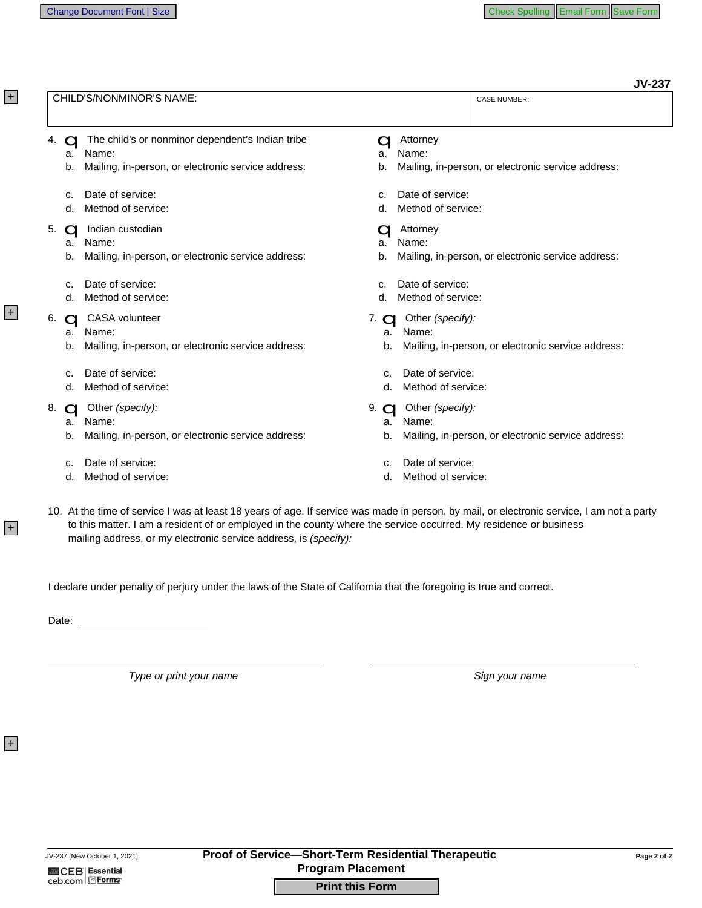JV-237

| CHILD'S/NONMINOR'S NAME: | CASE NUMBER: |
|---|---|
| | |

4. ☐ The child's or nonminor dependent's Indian tribe
   a. Name:
   b. Mailing, in-person, or electronic service address:
   c. Date of service:
   d. Method of service:

   ☐ Attorney
   a. Name:
   b. Mailing, in-person, or electronic service address:
   c. Date of service:
   d. Method of service:

5. ☐ Indian custodian
   a. Name:
   b. Mailing, in-person, or electronic service address:
   c. Date of service:
   d. Method of service:

   ☐ Attorney
   a. Name:
   b. Mailing, in-person, or electronic service address:
   c. Date of service:
   d. Method of service:

6. ☐ CASA volunteer
   a. Name:
   b. Mailing, in-person, or electronic service address:
   c. Date of service:
   d. Method of service:

7. ☐ Other *(specify):*
   a. Name:
   b. Mailing, in-person, or electronic service address:
   c. Date of service:
   d. Method of service:

8. ☐ Other *(specify):*
   a. Name:
   b. Mailing, in-person, or electronic service address:
   c. Date of service:
   d. Method of service:

9. ☐ Other *(specify):*
   a. Name:
   b. Mailing, in-person, or electronic service address:
   c. Date of service:
   d. Method of service:

10. At the time of service I was at least 18 years of age. If service was made in person, by mail, or electronic service, I am not a party to this matter. I am a resident of or employed in the county where the service occurred. My residence or business mailing address, or my electronic service address, is *(specify):*

I declare under penalty of perjury under the laws of the State of California that the foregoing is true and correct.

Date: ______________________

______________________________ 
*Type or print your name*

______________________________ 
*Sign your name*

JV-237 [New October 1, 2021]

**Proof of Service—Short-Term Residential Therapeutic Program Placement**